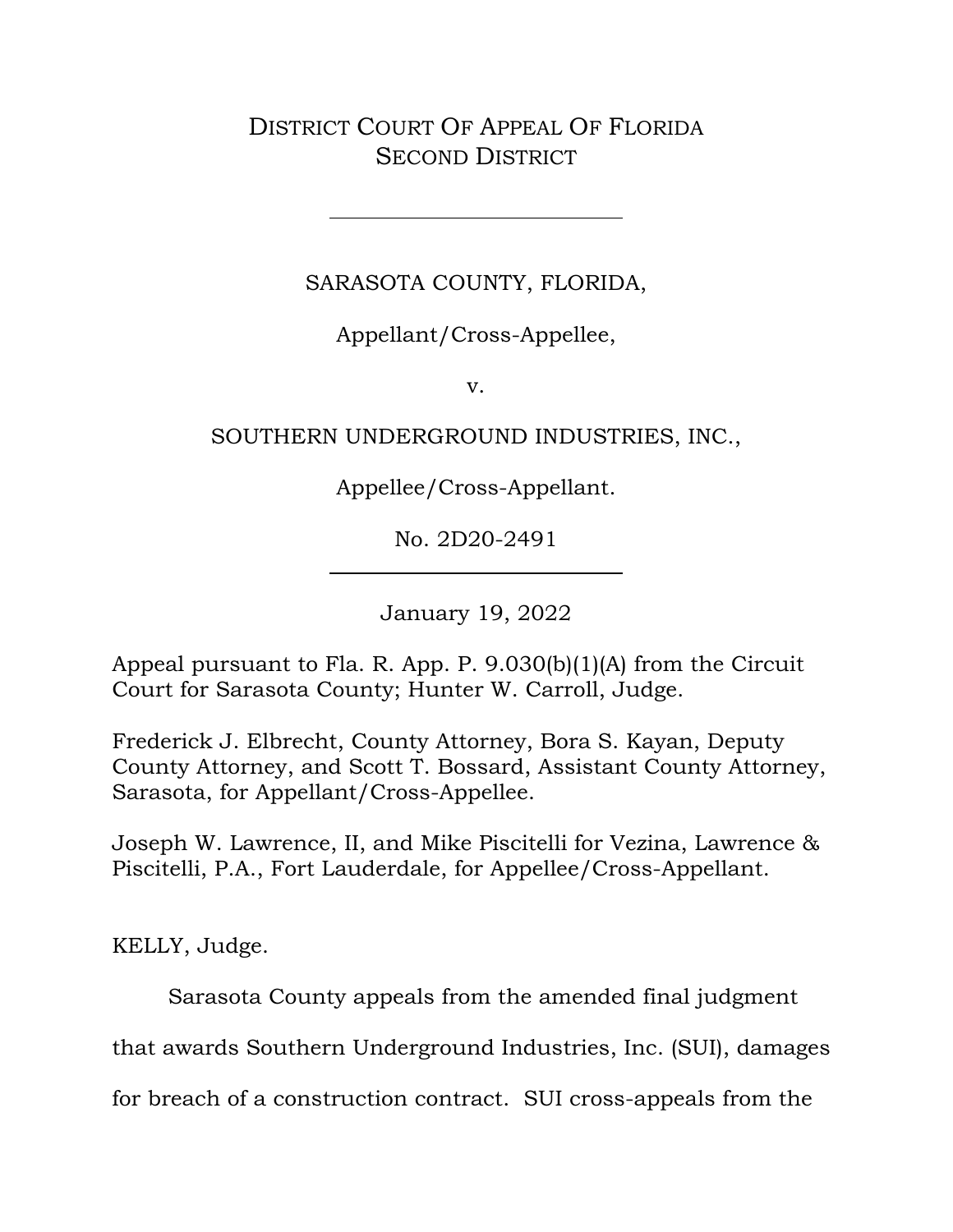DISTRICT COURT OF APPEAL OF FLORIDA
SECOND DISTRICT

---

SARASOTA COUNTY, FLORIDA,

Appellant/Cross-Appellee,

v.

SOUTHERN UNDERGROUND INDUSTRIES, INC.,

Appellee/Cross-Appellant.

No. 2D20-2491

---

January 19, 2022

Appeal pursuant to Fla. R. App. P. 9.030(b)(1)(A) from the Circuit Court for Sarasota County; Hunter W. Carroll, Judge.

Frederick J. Elbrecht, County Attorney, Bora S. Kayan, Deputy County Attorney, and Scott T. Bossard, Assistant County Attorney, Sarasota, for Appellant/Cross-Appellee.

Joseph W. Lawrence, II, and Mike Piscitelli for Vezina, Lawrence & Piscitelli, P.A., Fort Lauderdale, for Appellee/Cross-Appellant.

KELLY, Judge.

Sarasota County appeals from the amended final judgment that awards Southern Underground Industries, Inc. (SUI), damages for breach of a construction contract. SUI cross-appeals from the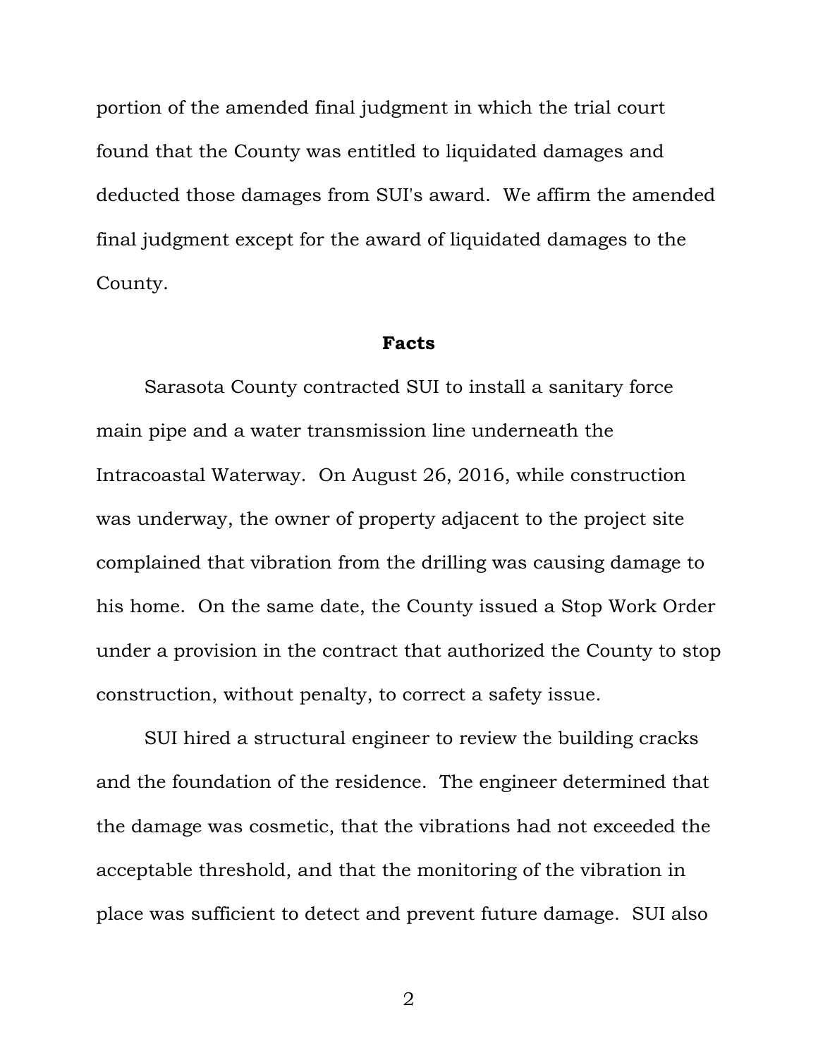portion of the amended final judgment in which the trial court found that the County was entitled to liquidated damages and deducted those damages from SUI's award. We affirm the amended final judgment except for the award of liquidated damages to the County.

## Facts

Sarasota County contracted SUI to install a sanitary force main pipe and a water transmission line underneath the Intracoastal Waterway. On August 26, 2016, while construction was underway, the owner of property adjacent to the project site complained that vibration from the drilling was causing damage to his home. On the same date, the County issued a Stop Work Order under a provision in the contract that authorized the County to stop construction, without penalty, to correct a safety issue.

SUI hired a structural engineer to review the building cracks and the foundation of the residence. The engineer determined that the damage was cosmetic, that the vibrations had not exceeded the acceptable threshold, and that the monitoring of the vibration in place was sufficient to detect and prevent future damage. SUI also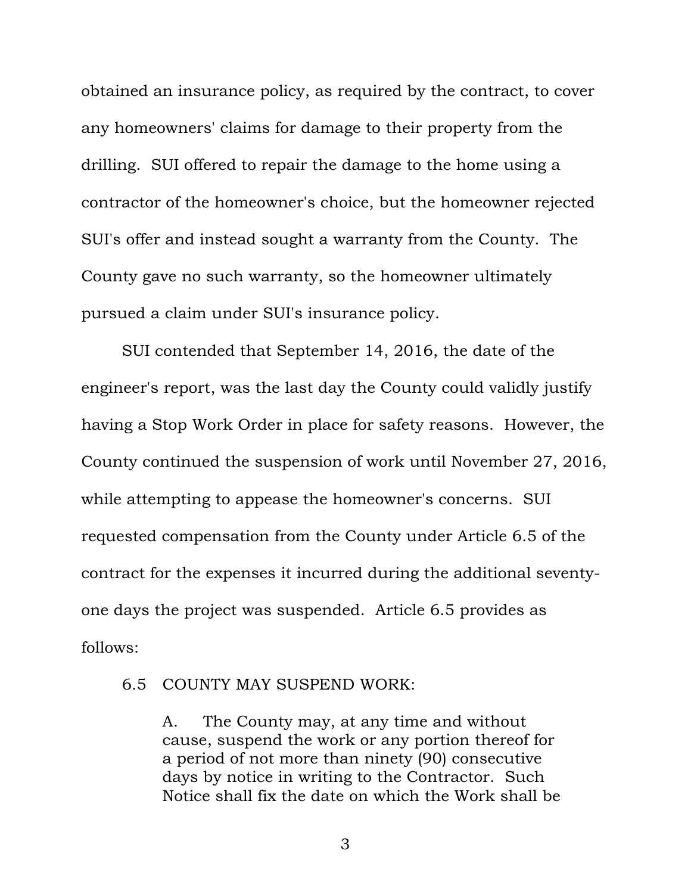obtained an insurance policy, as required by the contract, to cover any homeowners' claims for damage to their property from the drilling. SUI offered to repair the damage to the home using a contractor of the homeowner's choice, but the homeowner rejected SUI's offer and instead sought a warranty from the County. The County gave no such warranty, so the homeowner ultimately pursued a claim under SUI's insurance policy.

SUI contended that September 14, 2016, the date of the engineer's report, was the last day the County could validly justify having a Stop Work Order in place for safety reasons. However, the County continued the suspension of work until November 27, 2016, while attempting to appease the homeowner's concerns. SUI requested compensation from the County under Article 6.5 of the contract for the expenses it incurred during the additional seventy-one days the project was suspended. Article 6.5 provides as follows:

> 6.5 COUNTY MAY SUSPEND WORK:
>
> A. The County may, at any time and without cause, suspend the work or any portion thereof for a period of not more than ninety (90) consecutive days by notice in writing to the Contractor. Such Notice shall fix the date on which the Work shall be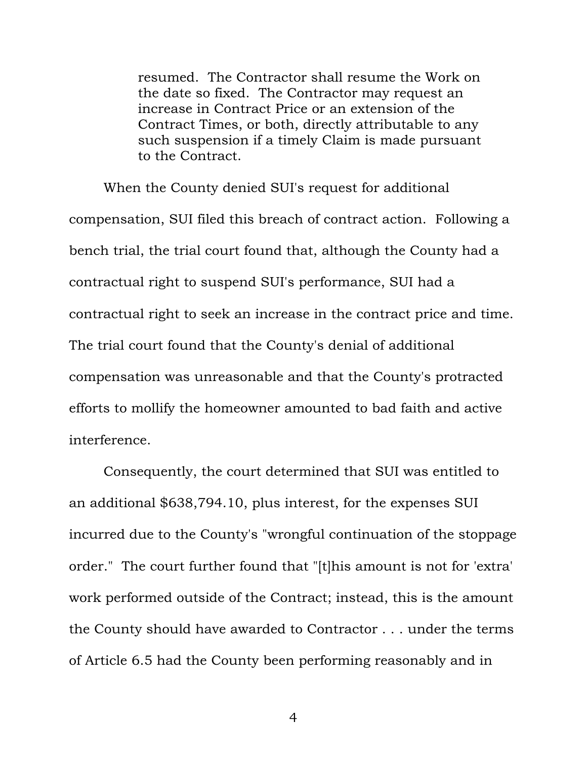> resumed. The Contractor shall resume the Work on the date so fixed. The Contractor may request an increase in Contract Price or an extension of the Contract Times, or both, directly attributable to any such suspension if a timely Claim is made pursuant to the Contract.

When the County denied SUI's request for additional compensation, SUI filed this breach of contract action. Following a bench trial, the trial court found that, although the County had a contractual right to suspend SUI's performance, SUI had a contractual right to seek an increase in the contract price and time. The trial court found that the County's denial of additional compensation was unreasonable and that the County's protracted efforts to mollify the homeowner amounted to bad faith and active interference.

Consequently, the court determined that SUI was entitled to an additional $638,794.10, plus interest, for the expenses SUI incurred due to the County's "wrongful continuation of the stoppage order." The court further found that "[t]his amount is not for 'extra' work performed outside of the Contract; instead, this is the amount the County should have awarded to Contractor . . . under the terms of Article 6.5 had the County been performing reasonably and in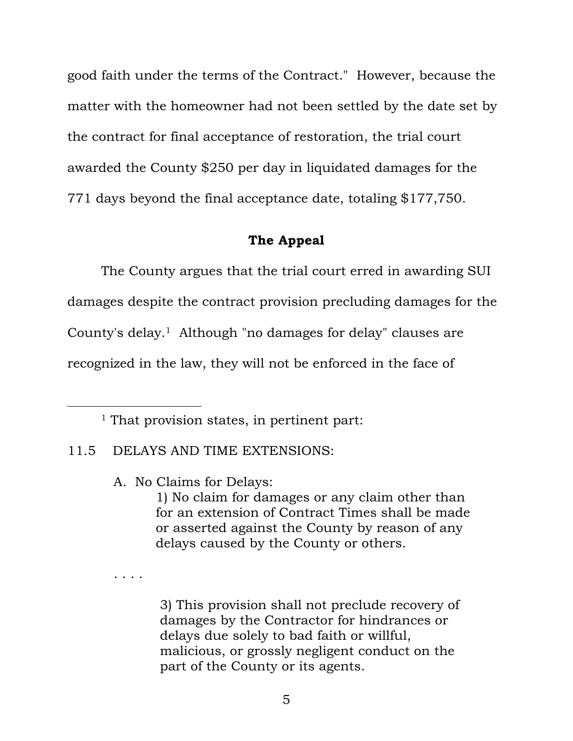good faith under the terms of the Contract." However, because the matter with the homeowner had not been settled by the date set by the contract for final acceptance of restoration, the trial court awarded the County $250 per day in liquidated damages for the 771 days beyond the final acceptance date, totaling $177,750.

## The Appeal

The County argues that the trial court erred in awarding SUI damages despite the contract provision precluding damages for the County's delay.[1] Although "no damages for delay" clauses are recognized in the law, they will not be enforced in the face of

---

[1] That provision states, in pertinent part:

11.5 DELAYS AND TIME EXTENSIONS:

> A. No Claims for Delays:
>
> > 1) No claim for damages or any claim other than for an extension of Contract Times shall be made or asserted against the County by reason of any delays caused by the County or others.
>
> . . . .
>
> > 3) This provision shall not preclude recovery of damages by the Contractor for hindrances or delays due solely to bad faith or willful, malicious, or grossly negligent conduct on the part of the County or its agents.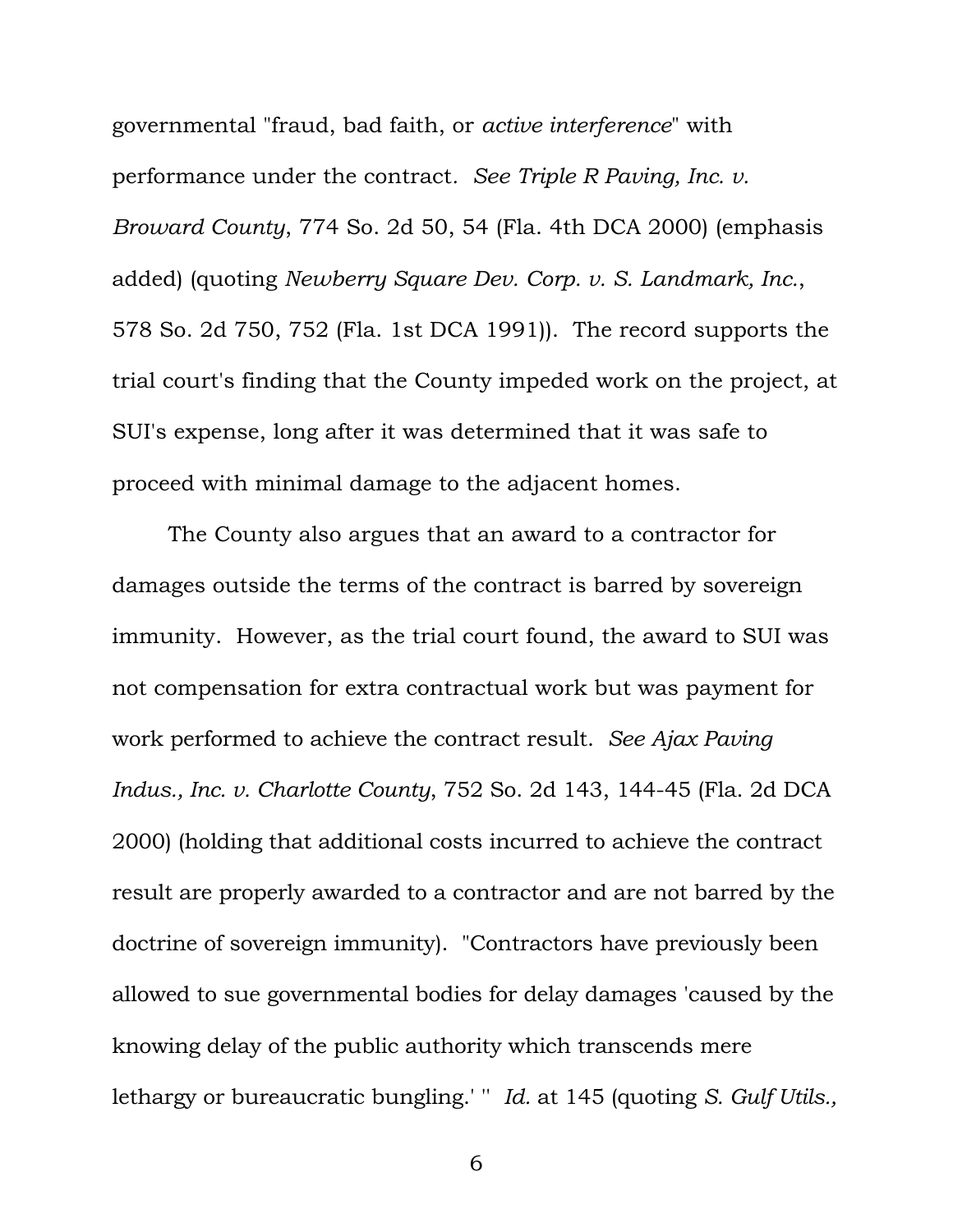governmental "fraud, bad faith, or *active interference*" with performance under the contract. *See Triple R Paving, Inc. v. Broward County*, 774 So. 2d 50, 54 (Fla. 4th DCA 2000) (emphasis added) (quoting *Newberry Square Dev. Corp. v. S. Landmark, Inc.*, 578 So. 2d 750, 752 (Fla. 1st DCA 1991)). The record supports the trial court's finding that the County impeded work on the project, at SUI's expense, long after it was determined that it was safe to proceed with minimal damage to the adjacent homes.

The County also argues that an award to a contractor for damages outside the terms of the contract is barred by sovereign immunity. However, as the trial court found, the award to SUI was not compensation for extra contractual work but was payment for work performed to achieve the contract result. *See Ajax Paving Indus., Inc. v. Charlotte County*, 752 So. 2d 143, 144-45 (Fla. 2d DCA 2000) (holding that additional costs incurred to achieve the contract result are properly awarded to a contractor and are not barred by the doctrine of sovereign immunity). "Contractors have previously been allowed to sue governmental bodies for delay damages 'caused by the knowing delay of the public authority which transcends mere lethargy or bureaucratic bungling.' " *Id.* at 145 (quoting *S. Gulf Utils.,*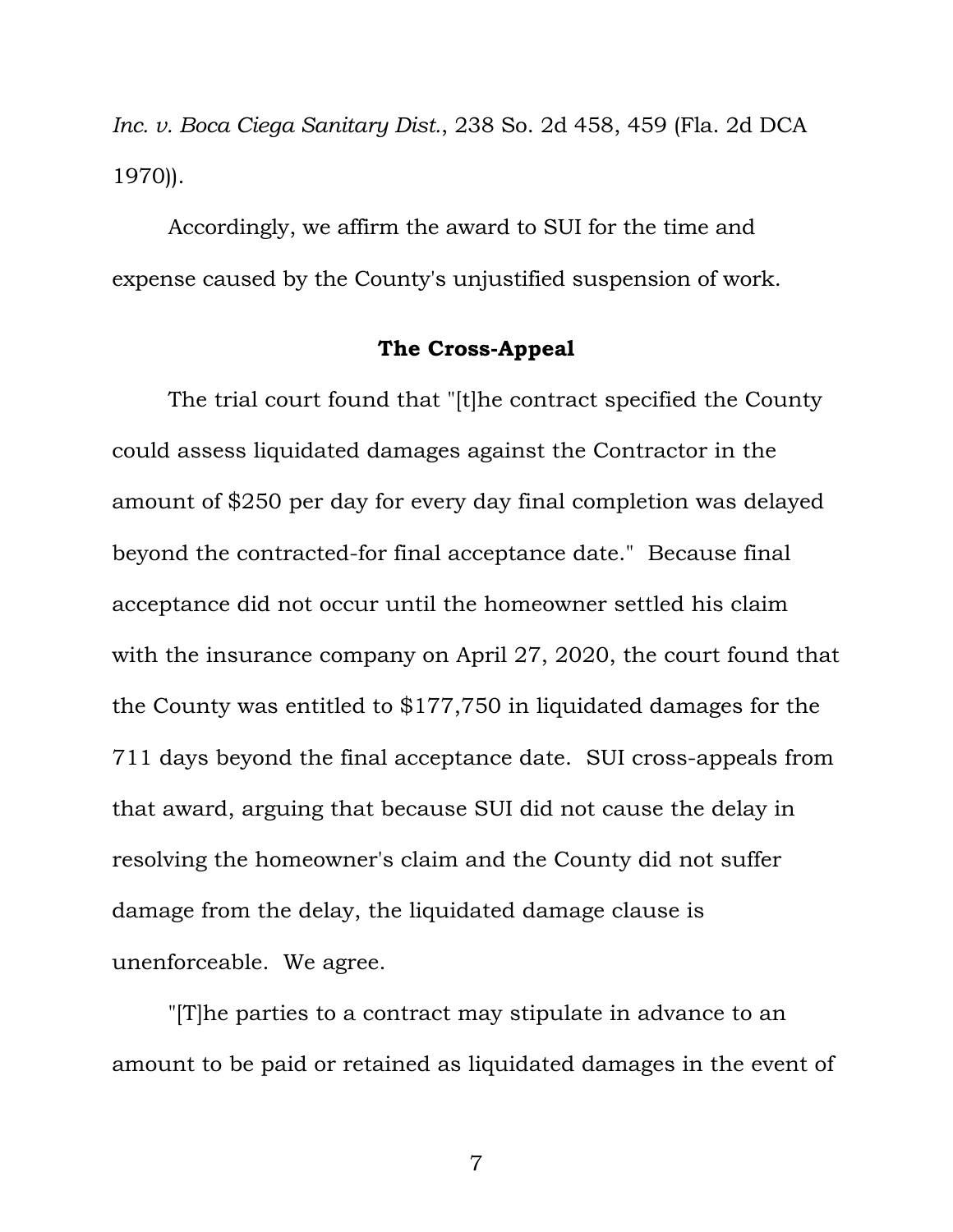*Inc. v. Boca Ciega Sanitary Dist.*, 238 So. 2d 458, 459 (Fla. 2d DCA 1970)).

Accordingly, we affirm the award to SUI for the time and expense caused by the County's unjustified suspension of work.

**The Cross-Appeal**

The trial court found that "[t]he contract specified the County could assess liquidated damages against the Contractor in the amount of $250 per day for every day final completion was delayed beyond the contracted-for final acceptance date." Because final acceptance did not occur until the homeowner settled his claim with the insurance company on April 27, 2020, the court found that the County was entitled to $177,750 in liquidated damages for the 711 days beyond the final acceptance date. SUI cross-appeals from that award, arguing that because SUI did not cause the delay in resolving the homeowner's claim and the County did not suffer damage from the delay, the liquidated damage clause is unenforceable. We agree.

"[T]he parties to a contract may stipulate in advance to an amount to be paid or retained as liquidated damages in the event of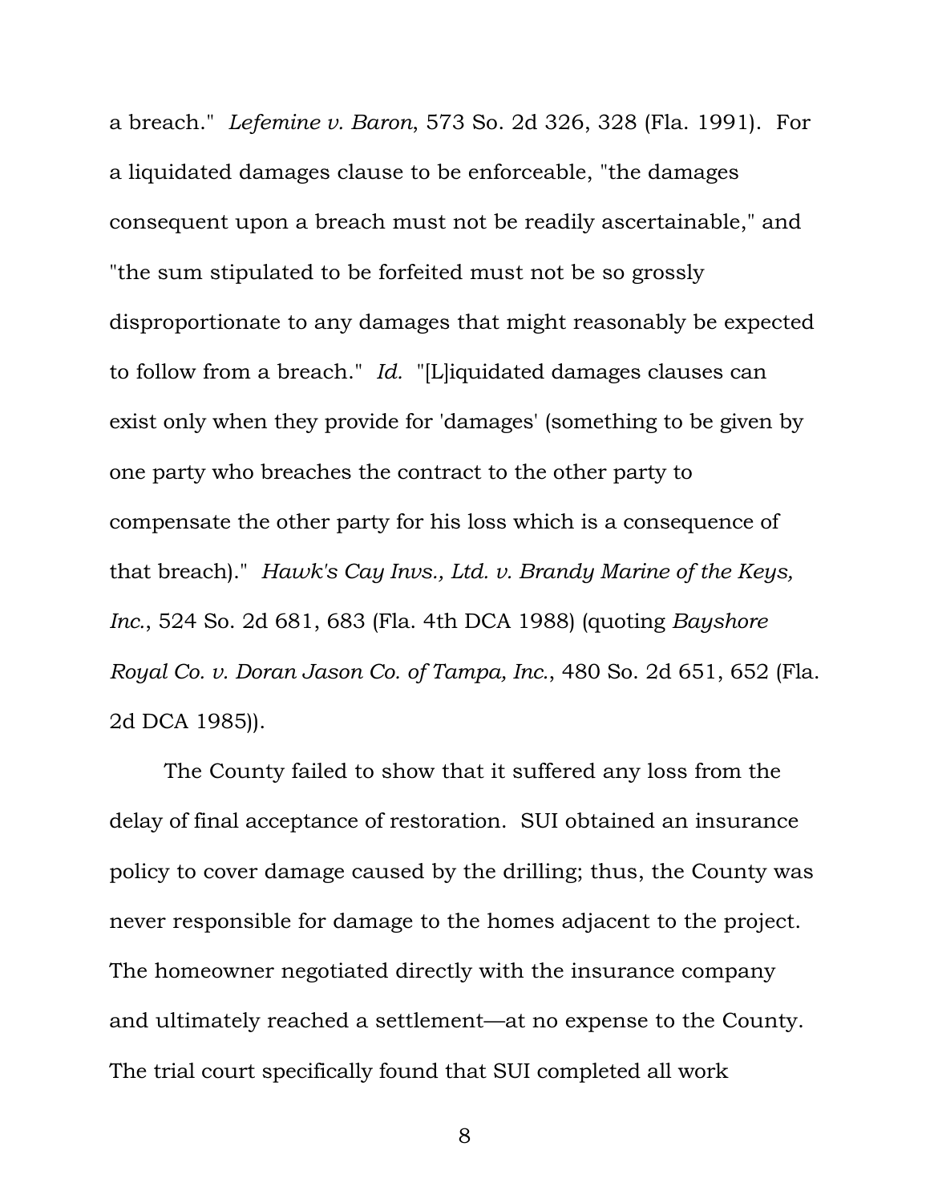a breach." *Lefemine v. Baron*, 573 So. 2d 326, 328 (Fla. 1991). For a liquidated damages clause to be enforceable, "the damages consequent upon a breach must not be readily ascertainable," and "the sum stipulated to be forfeited must not be so grossly disproportionate to any damages that might reasonably be expected to follow from a breach." *Id.* "[L]iquidated damages clauses can exist only when they provide for 'damages' (something to be given by one party who breaches the contract to the other party to compensate the other party for his loss which is a consequence of that breach)." *Hawk's Cay Invs., Ltd. v. Brandy Marine of the Keys, Inc.*, 524 So. 2d 681, 683 (Fla. 4th DCA 1988) (quoting *Bayshore Royal Co. v. Doran Jason Co. of Tampa, Inc.*, 480 So. 2d 651, 652 (Fla. 2d DCA 1985)).

The County failed to show that it suffered any loss from the delay of final acceptance of restoration. SUI obtained an insurance policy to cover damage caused by the drilling; thus, the County was never responsible for damage to the homes adjacent to the project. The homeowner negotiated directly with the insurance company and ultimately reached a settlement—at no expense to the County. The trial court specifically found that SUI completed all work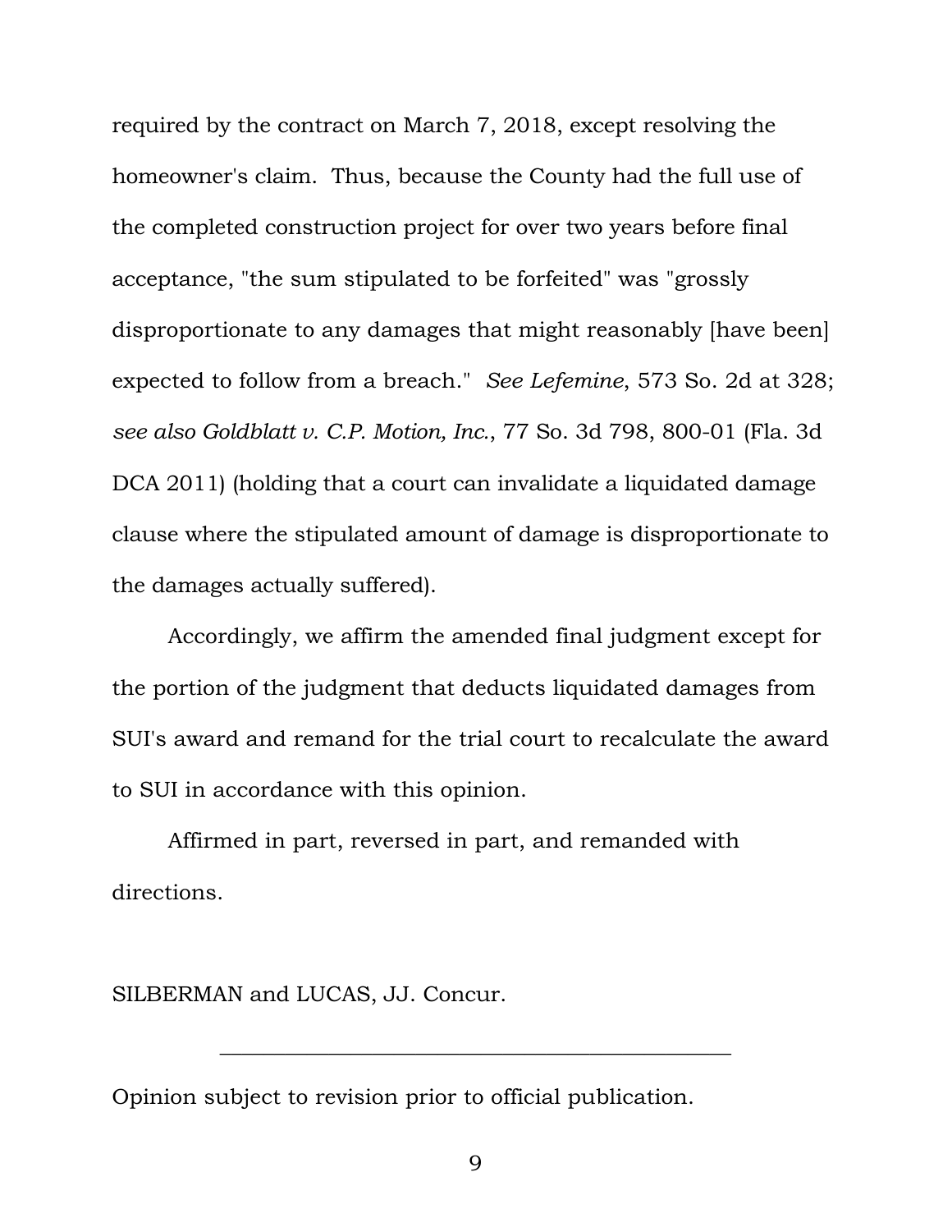required by the contract on March 7, 2018, except resolving the homeowner's claim. Thus, because the County had the full use of the completed construction project for over two years before final acceptance, "the sum stipulated to be forfeited" was "grossly disproportionate to any damages that might reasonably [have been] expected to follow from a breach." *See Lefemine*, 573 So. 2d at 328; *see also Goldblatt v. C.P. Motion, Inc.*, 77 So. 3d 798, 800-01 (Fla. 3d DCA 2011) (holding that a court can invalidate a liquidated damage clause where the stipulated amount of damage is disproportionate to the damages actually suffered).

Accordingly, we affirm the amended final judgment except for the portion of the judgment that deducts liquidated damages from SUI's award and remand for the trial court to recalculate the award to SUI in accordance with this opinion.

Affirmed in part, reversed in part, and remanded with directions.

SILBERMAN and LUCAS, JJ. Concur.

---

Opinion subject to revision prior to official publication.